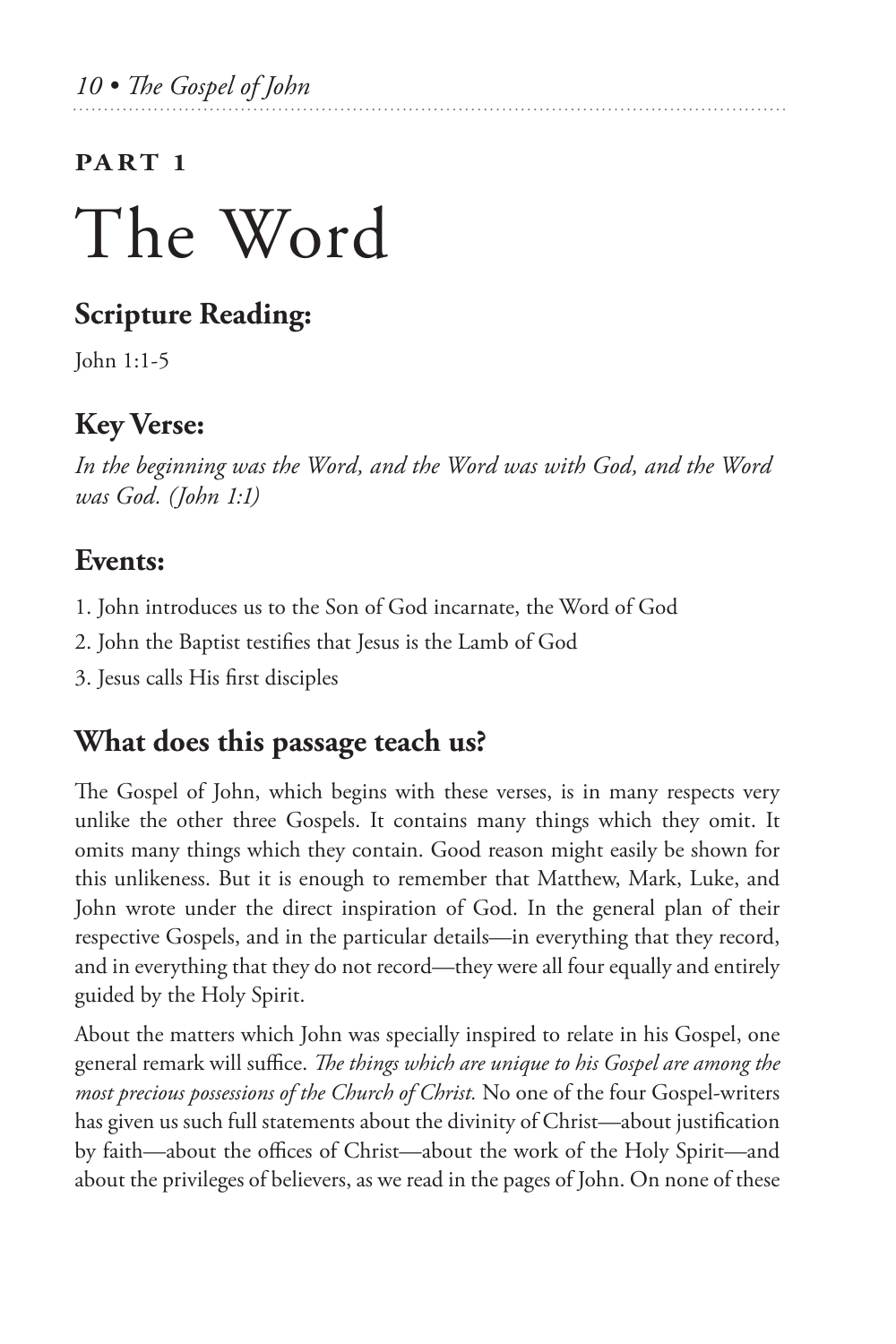**PART 1**

# The Word

## Scripture Reading:

John 1:1-5

## Key Verse:

*In the beginning was the Word, and the Word was with God, and the Word was God. (John 1:1)*

## Events:

1. John introduces us to the Son of God incarnate, the Word of God
2. John the Baptist testifies that Jesus is the Lamb of God
3. Jesus calls His first disciples

## What does this passage teach us?

The Gospel of John, which begins with these verses, is in many respects very unlike the other three Gospels. It contains many things which they omit. It omits many things which they contain. Good reason might easily be shown for this unlikeness. But it is enough to remember that Matthew, Mark, Luke, and John wrote under the direct inspiration of God. In the general plan of their respective Gospels, and in the particular details—in everything that they record, and in everything that they do not record—they were all four equally and entirely guided by the Holy Spirit.

About the matters which John was specially inspired to relate in his Gospel, one general remark will suffice. *The things which are unique to his Gospel are among the most precious possessions of the Church of Christ.* No one of the four Gospel-writers has given us such full statements about the divinity of Christ—about justification by faith—about the offices of Christ—about the work of the Holy Spirit—and about the privileges of believers, as we read in the pages of John. On none of these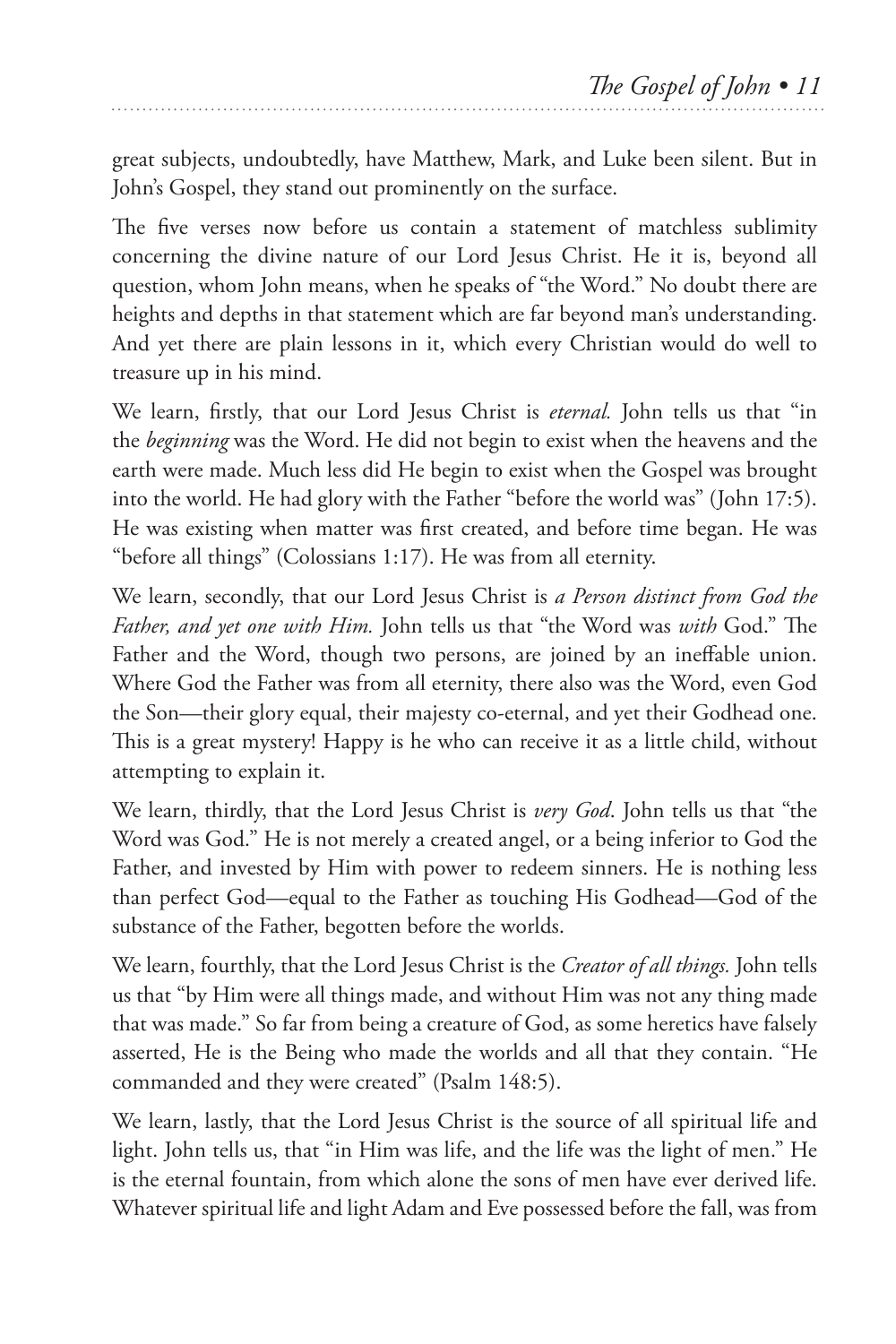great subjects, undoubtedly, have Matthew, Mark, and Luke been silent. But in John's Gospel, they stand out prominently on the surface.

The five verses now before us contain a statement of matchless sublimity concerning the divine nature of our Lord Jesus Christ. He it is, beyond all question, whom John means, when he speaks of "the Word." No doubt there are heights and depths in that statement which are far beyond man's understanding. And yet there are plain lessons in it, which every Christian would do well to treasure up in his mind.

We learn, firstly, that our Lord Jesus Christ is *eternal.* John tells us that "in the *beginning* was the Word. He did not begin to exist when the heavens and the earth were made. Much less did He begin to exist when the Gospel was brought into the world. He had glory with the Father "before the world was" (John 17:5). He was existing when matter was first created, and before time began. He was "before all things" (Colossians 1:17). He was from all eternity.

We learn, secondly, that our Lord Jesus Christ is *a Person distinct from God the Father, and yet one with Him.* John tells us that "the Word was *with* God." The Father and the Word, though two persons, are joined by an ineffable union. Where God the Father was from all eternity, there also was the Word, even God the Son—their glory equal, their majesty co-eternal, and yet their Godhead one. This is a great mystery! Happy is he who can receive it as a little child, without attempting to explain it.

We learn, thirdly, that the Lord Jesus Christ is *very God*. John tells us that "the Word was God." He is not merely a created angel, or a being inferior to God the Father, and invested by Him with power to redeem sinners. He is nothing less than perfect God—equal to the Father as touching His Godhead—God of the substance of the Father, begotten before the worlds.

We learn, fourthly, that the Lord Jesus Christ is the *Creator of all things.* John tells us that "by Him were all things made, and without Him was not any thing made that was made." So far from being a creature of God, as some heretics have falsely asserted, He is the Being who made the worlds and all that they contain. "He commanded and they were created" (Psalm 148:5).

We learn, lastly, that the Lord Jesus Christ is the source of all spiritual life and light. John tells us, that "in Him was life, and the life was the light of men." He is the eternal fountain, from which alone the sons of men have ever derived life. Whatever spiritual life and light Adam and Eve possessed before the fall, was from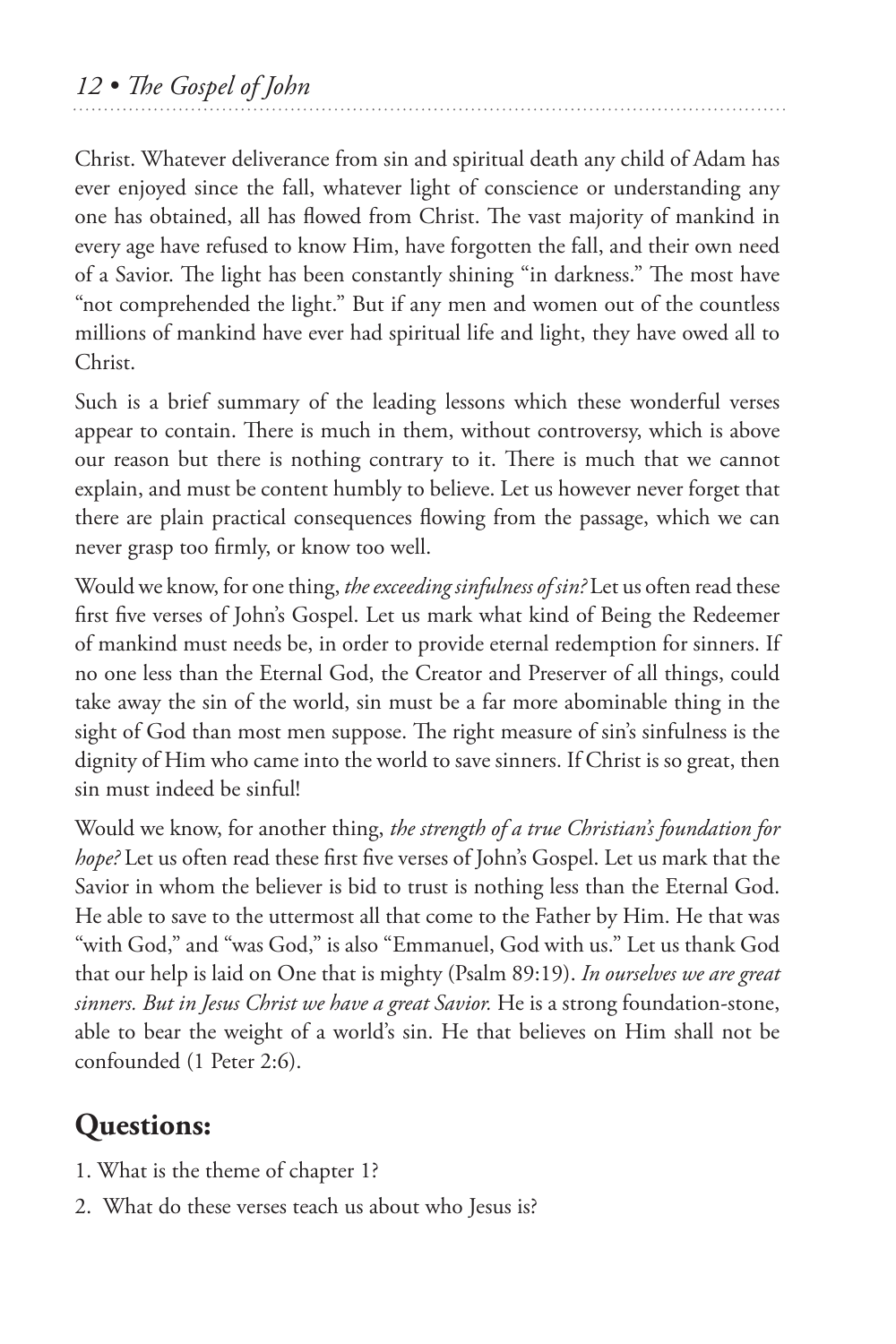Christ. Whatever deliverance from sin and spiritual death any child of Adam has ever enjoyed since the fall, whatever light of conscience or understanding any one has obtained, all has flowed from Christ. The vast majority of mankind in every age have refused to know Him, have forgotten the fall, and their own need of a Savior. The light has been constantly shining "in darkness." The most have "not comprehended the light." But if any men and women out of the countless millions of mankind have ever had spiritual life and light, they have owed all to Christ.

Such is a brief summary of the leading lessons which these wonderful verses appear to contain. There is much in them, without controversy, which is above our reason but there is nothing contrary to it. There is much that we cannot explain, and must be content humbly to believe. Let us however never forget that there are plain practical consequences flowing from the passage, which we can never grasp too firmly, or know too well.

Would we know, for one thing, *the exceeding sinfulness of sin?* Let us often read these first five verses of John's Gospel. Let us mark what kind of Being the Redeemer of mankind must needs be, in order to provide eternal redemption for sinners. If no one less than the Eternal God, the Creator and Preserver of all things, could take away the sin of the world, sin must be a far more abominable thing in the sight of God than most men suppose. The right measure of sin's sinfulness is the dignity of Him who came into the world to save sinners. If Christ is so great, then sin must indeed be sinful!

Would we know, for another thing, *the strength of a true Christian's foundation for hope?* Let us often read these first five verses of John's Gospel. Let us mark that the Savior in whom the believer is bid to trust is nothing less than the Eternal God. He able to save to the uttermost all that come to the Father by Him. He that was "with God," and "was God," is also "Emmanuel, God with us." Let us thank God that our help is laid on One that is mighty (Psalm 89:19). *In ourselves we are great sinners. But in Jesus Christ we have a great Savior.* He is a strong foundation-stone, able to bear the weight of a world's sin. He that believes on Him shall not be confounded (1 Peter 2:6).

## Questions:

1. What is the theme of chapter 1?
2. What do these verses teach us about who Jesus is?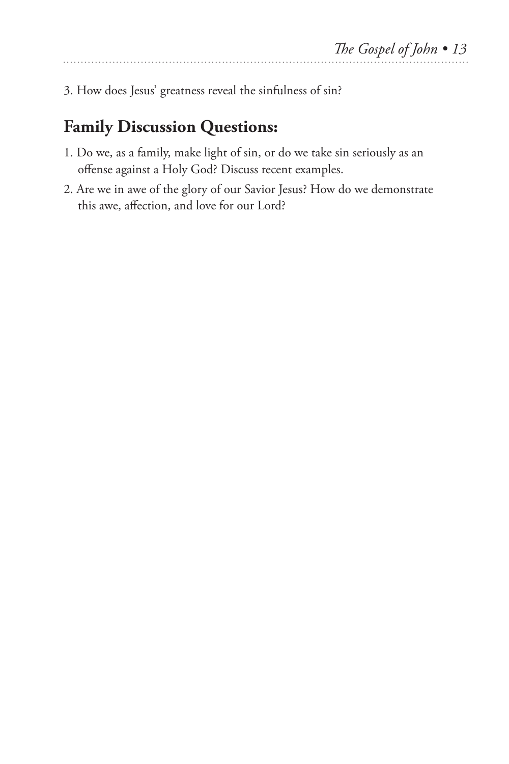3. How does Jesus' greatness reveal the sinfulness of sin?

## Family Discussion Questions:

1. Do we, as a family, make light of sin, or do we take sin seriously as an offense against a Holy God? Discuss recent examples.
2. Are we in awe of the glory of our Savior Jesus? How do we demonstrate this awe, affection, and love for our Lord?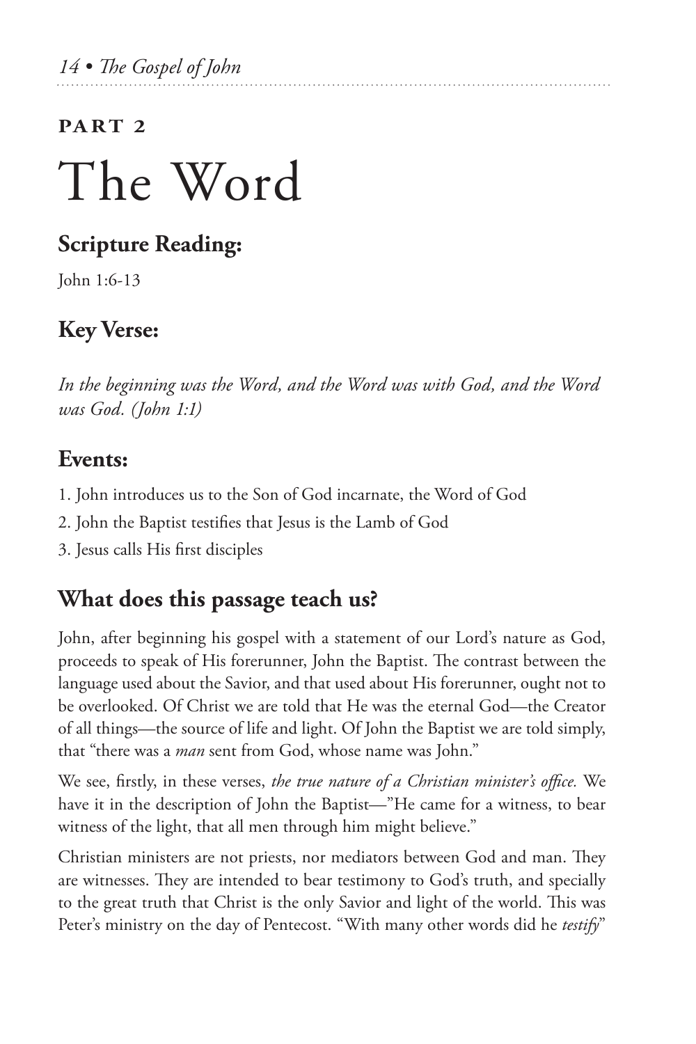**PART 2**

# The Word

## Scripture Reading:

John 1:6-13

## Key Verse:

*In the beginning was the Word, and the Word was with God, and the Word was God. (John 1:1)*

## Events:

1. John introduces us to the Son of God incarnate, the Word of God
2. John the Baptist testifies that Jesus is the Lamb of God
3. Jesus calls His first disciples

## What does this passage teach us?

John, after beginning his gospel with a statement of our Lord's nature as God, proceeds to speak of His forerunner, John the Baptist. The contrast between the language used about the Savior, and that used about His forerunner, ought not to be overlooked. Of Christ we are told that He was the eternal God—the Creator of all things—the source of life and light. Of John the Baptist we are told simply, that "there was a *man* sent from God, whose name was John."

We see, firstly, in these verses, *the true nature of a Christian minister's office.* We have it in the description of John the Baptist—"He came for a witness, to bear witness of the light, that all men through him might believe."

Christian ministers are not priests, nor mediators between God and man. They are witnesses. They are intended to bear testimony to God's truth, and specially to the great truth that Christ is the only Savior and light of the world. This was Peter's ministry on the day of Pentecost. "With many other words did he *testify*"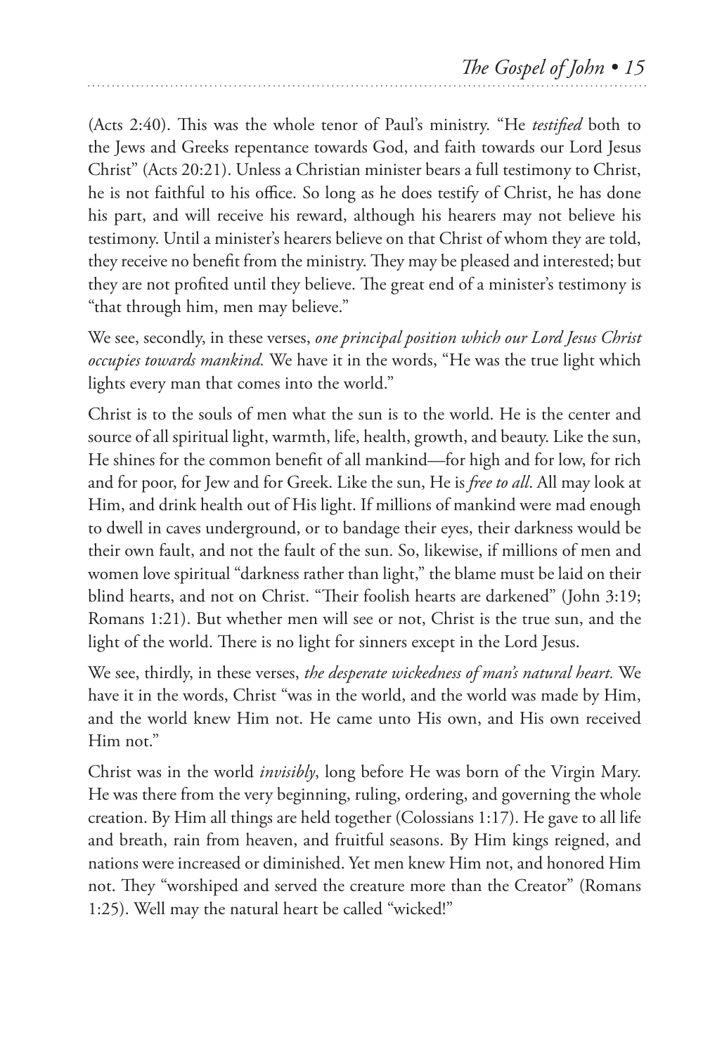(Acts 2:40). This was the whole tenor of Paul's ministry. "He *testified* both to the Jews and Greeks repentance towards God, and faith towards our Lord Jesus Christ" (Acts 20:21). Unless a Christian minister bears a full testimony to Christ, he is not faithful to his office. So long as he does testify of Christ, he has done his part, and will receive his reward, although his hearers may not believe his testimony. Until a minister's hearers believe on that Christ of whom they are told, they receive no benefit from the ministry. They may be pleased and interested; but they are not profited until they believe. The great end of a minister's testimony is "that through him, men may believe."

We see, secondly, in these verses, *one principal position which our Lord Jesus Christ occupies towards mankind.* We have it in the words, "He was the true light which lights every man that comes into the world."

Christ is to the souls of men what the sun is to the world. He is the center and source of all spiritual light, warmth, life, health, growth, and beauty. Like the sun, He shines for the common benefit of all mankind—for high and for low, for rich and for poor, for Jew and for Greek. Like the sun, He is *free to all*. All may look at Him, and drink health out of His light. If millions of mankind were mad enough to dwell in caves underground, or to bandage their eyes, their darkness would be their own fault, and not the fault of the sun. So, likewise, if millions of men and women love spiritual "darkness rather than light," the blame must be laid on their blind hearts, and not on Christ. "Their foolish hearts are darkened" (John 3:19; Romans 1:21). But whether men will see or not, Christ is the true sun, and the light of the world. There is no light for sinners except in the Lord Jesus.

We see, thirdly, in these verses, *the desperate wickedness of man's natural heart.* We have it in the words, Christ "was in the world, and the world was made by Him, and the world knew Him not. He came unto His own, and His own received Him not."

Christ was in the world *invisibly*, long before He was born of the Virgin Mary. He was there from the very beginning, ruling, ordering, and governing the whole creation. By Him all things are held together (Colossians 1:17). He gave to all life and breath, rain from heaven, and fruitful seasons. By Him kings reigned, and nations were increased or diminished. Yet men knew Him not, and honored Him not. They "worshiped and served the creature more than the Creator" (Romans 1:25). Well may the natural heart be called "wicked!"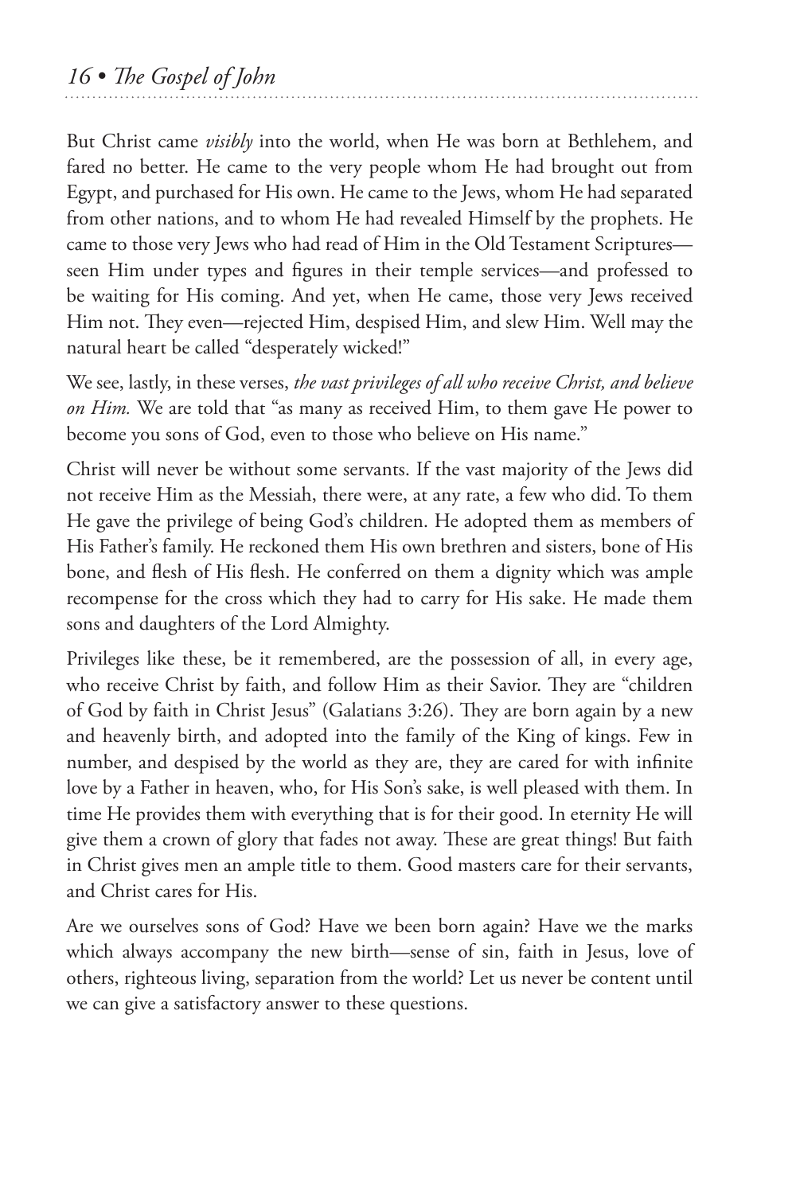But Christ came *visibly* into the world, when He was born at Bethlehem, and fared no better. He came to the very people whom He had brought out from Egypt, and purchased for His own. He came to the Jews, whom He had separated from other nations, and to whom He had revealed Himself by the prophets. He came to those very Jews who had read of Him in the Old Testament Scriptures—seen Him under types and figures in their temple services—and professed to be waiting for His coming. And yet, when He came, those very Jews received Him not. They even—rejected Him, despised Him, and slew Him. Well may the natural heart be called "desperately wicked!"

We see, lastly, in these verses, *the vast privileges of all who receive Christ, and believe on Him.* We are told that "as many as received Him, to them gave He power to become you sons of God, even to those who believe on His name."

Christ will never be without some servants. If the vast majority of the Jews did not receive Him as the Messiah, there were, at any rate, a few who did. To them He gave the privilege of being God's children. He adopted them as members of His Father's family. He reckoned them His own brethren and sisters, bone of His bone, and flesh of His flesh. He conferred on them a dignity which was ample recompense for the cross which they had to carry for His sake. He made them sons and daughters of the Lord Almighty.

Privileges like these, be it remembered, are the possession of all, in every age, who receive Christ by faith, and follow Him as their Savior. They are "children of God by faith in Christ Jesus" (Galatians 3:26). They are born again by a new and heavenly birth, and adopted into the family of the King of kings. Few in number, and despised by the world as they are, they are cared for with infinite love by a Father in heaven, who, for His Son's sake, is well pleased with them. In time He provides them with everything that is for their good. In eternity He will give them a crown of glory that fades not away. These are great things! But faith in Christ gives men an ample title to them. Good masters care for their servants, and Christ cares for His.

Are we ourselves sons of God? Have we been born again? Have we the marks which always accompany the new birth—sense of sin, faith in Jesus, love of others, righteous living, separation from the world? Let us never be content until we can give a satisfactory answer to these questions.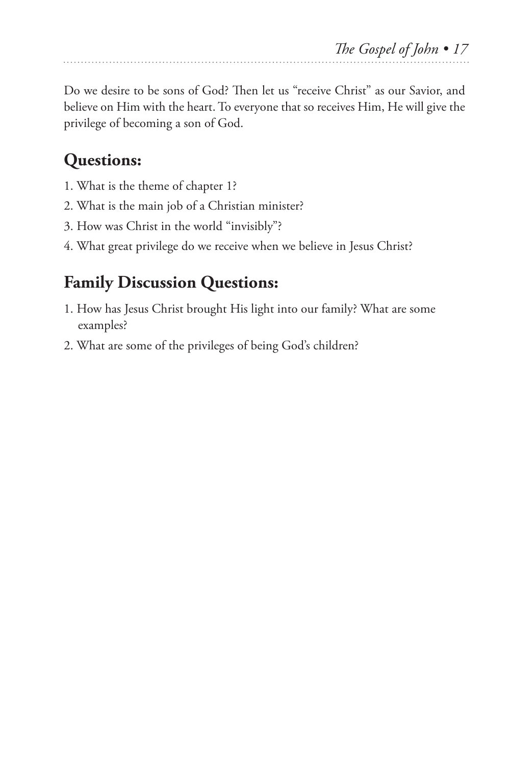Do we desire to be sons of God? Then let us "receive Christ" as our Savior, and believe on Him with the heart. To everyone that so receives Him, He will give the privilege of becoming a son of God.

## Questions:

1. What is the theme of chapter 1?
2. What is the main job of a Christian minister?
3. How was Christ in the world "invisibly"?
4. What great privilege do we receive when we believe in Jesus Christ?

## Family Discussion Questions:

1. How has Jesus Christ brought His light into our family? What are some examples?
2. What are some of the privileges of being God's children?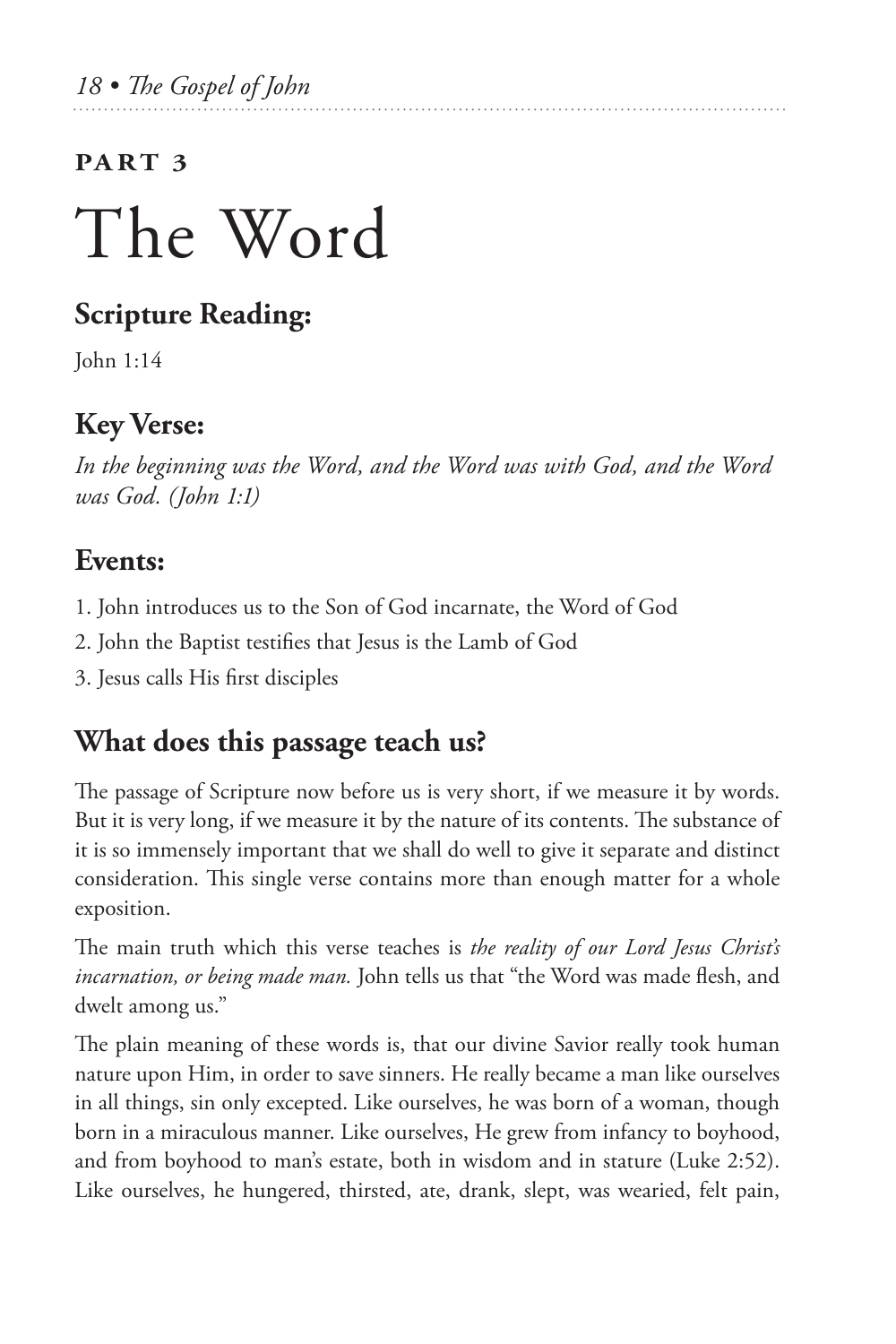**PART 3**

# The Word

## Scripture Reading:

John 1:14

## Key Verse:

*In the beginning was the Word, and the Word was with God, and the Word was God. (John 1:1)*

## Events:

1. John introduces us to the Son of God incarnate, the Word of God
2. John the Baptist testifies that Jesus is the Lamb of God
3. Jesus calls His first disciples

## What does this passage teach us?

The passage of Scripture now before us is very short, if we measure it by words. But it is very long, if we measure it by the nature of its contents. The substance of it is so immensely important that we shall do well to give it separate and distinct consideration. This single verse contains more than enough matter for a whole exposition.

The main truth which this verse teaches is *the reality of our Lord Jesus Christ's incarnation, or being made man.* John tells us that "the Word was made flesh, and dwelt among us."

The plain meaning of these words is, that our divine Savior really took human nature upon Him, in order to save sinners. He really became a man like ourselves in all things, sin only excepted. Like ourselves, he was born of a woman, though born in a miraculous manner. Like ourselves, He grew from infancy to boyhood, and from boyhood to man's estate, both in wisdom and in stature (Luke 2:52). Like ourselves, he hungered, thirsted, ate, drank, slept, was wearied, felt pain,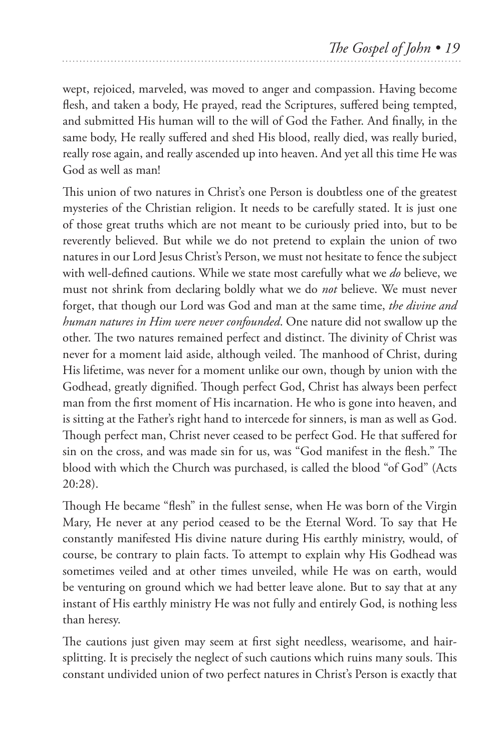wept, rejoiced, marveled, was moved to anger and compassion. Having become flesh, and taken a body, He prayed, read the Scriptures, suffered being tempted, and submitted His human will to the will of God the Father. And finally, in the same body, He really suffered and shed His blood, really died, was really buried, really rose again, and really ascended up into heaven. And yet all this time He was God as well as man!

This union of two natures in Christ's one Person is doubtless one of the greatest mysteries of the Christian religion. It needs to be carefully stated. It is just one of those great truths which are not meant to be curiously pried into, but to be reverently believed. But while we do not pretend to explain the union of two natures in our Lord Jesus Christ's Person, we must not hesitate to fence the subject with well-defined cautions. While we state most carefully what we *do* believe, we must not shrink from declaring boldly what we do *not* believe. We must never forget, that though our Lord was God and man at the same time, *the divine and human natures in Him were never confounded*. One nature did not swallow up the other. The two natures remained perfect and distinct. The divinity of Christ was never for a moment laid aside, although veiled. The manhood of Christ, during His lifetime, was never for a moment unlike our own, though by union with the Godhead, greatly dignified. Though perfect God, Christ has always been perfect man from the first moment of His incarnation. He who is gone into heaven, and is sitting at the Father's right hand to intercede for sinners, is man as well as God. Though perfect man, Christ never ceased to be perfect God. He that suffered for sin on the cross, and was made sin for us, was "God manifest in the flesh." The blood with which the Church was purchased, is called the blood "of God" (Acts 20:28).

Though He became "flesh" in the fullest sense, when He was born of the Virgin Mary, He never at any period ceased to be the Eternal Word. To say that He constantly manifested His divine nature during His earthly ministry, would, of course, be contrary to plain facts. To attempt to explain why His Godhead was sometimes veiled and at other times unveiled, while He was on earth, would be venturing on ground which we had better leave alone. But to say that at any instant of His earthly ministry He was not fully and entirely God, is nothing less than heresy.

The cautions just given may seem at first sight needless, wearisome, and hair-splitting. It is precisely the neglect of such cautions which ruins many souls. This constant undivided union of two perfect natures in Christ's Person is exactly that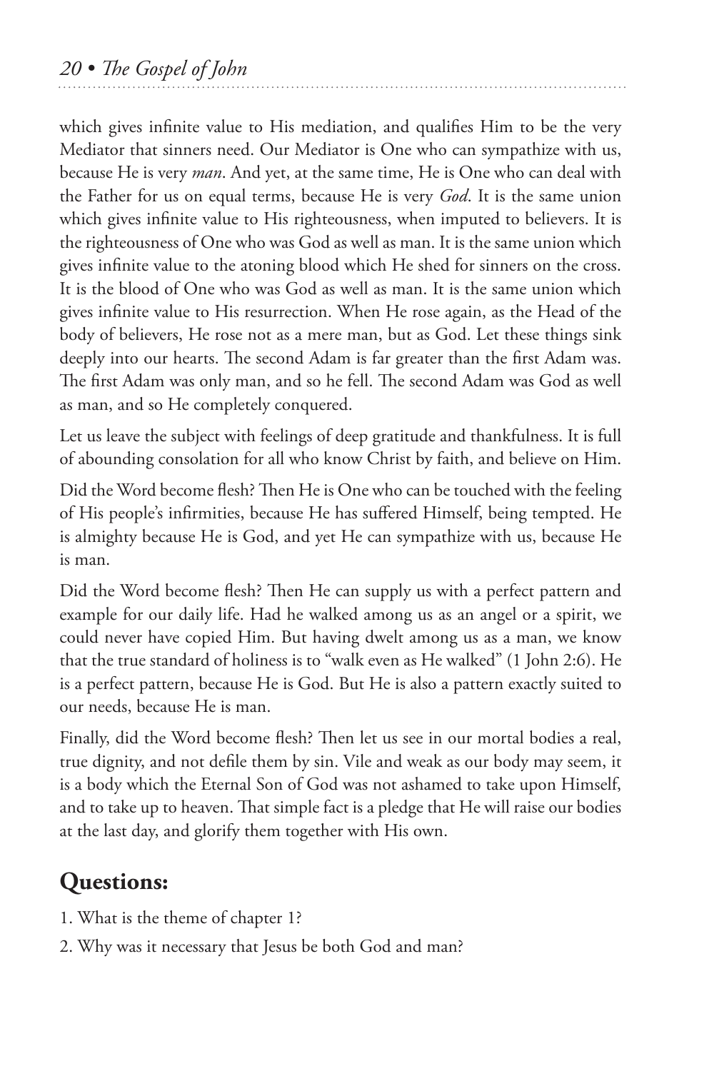which gives infinite value to His mediation, and qualifies Him to be the very Mediator that sinners need. Our Mediator is One who can sympathize with us, because He is very *man*. And yet, at the same time, He is One who can deal with the Father for us on equal terms, because He is very *God*. It is the same union which gives infinite value to His righteousness, when imputed to believers. It is the righteousness of One who was God as well as man. It is the same union which gives infinite value to the atoning blood which He shed for sinners on the cross. It is the blood of One who was God as well as man. It is the same union which gives infinite value to His resurrection. When He rose again, as the Head of the body of believers, He rose not as a mere man, but as God. Let these things sink deeply into our hearts. The second Adam is far greater than the first Adam was. The first Adam was only man, and so he fell. The second Adam was God as well as man, and so He completely conquered.

Let us leave the subject with feelings of deep gratitude and thankfulness. It is full of abounding consolation for all who know Christ by faith, and believe on Him.

Did the Word become flesh? Then He is One who can be touched with the feeling of His people's infirmities, because He has suffered Himself, being tempted. He is almighty because He is God, and yet He can sympathize with us, because He is man.

Did the Word become flesh? Then He can supply us with a perfect pattern and example for our daily life. Had he walked among us as an angel or a spirit, we could never have copied Him. But having dwelt among us as a man, we know that the true standard of holiness is to "walk even as He walked" (1 John 2:6). He is a perfect pattern, because He is God. But He is also a pattern exactly suited to our needs, because He is man.

Finally, did the Word become flesh? Then let us see in our mortal bodies a real, true dignity, and not defile them by sin. Vile and weak as our body may seem, it is a body which the Eternal Son of God was not ashamed to take upon Himself, and to take up to heaven. That simple fact is a pledge that He will raise our bodies at the last day, and glorify them together with His own.

## Questions:

1. What is the theme of chapter 1?
2. Why was it necessary that Jesus be both God and man?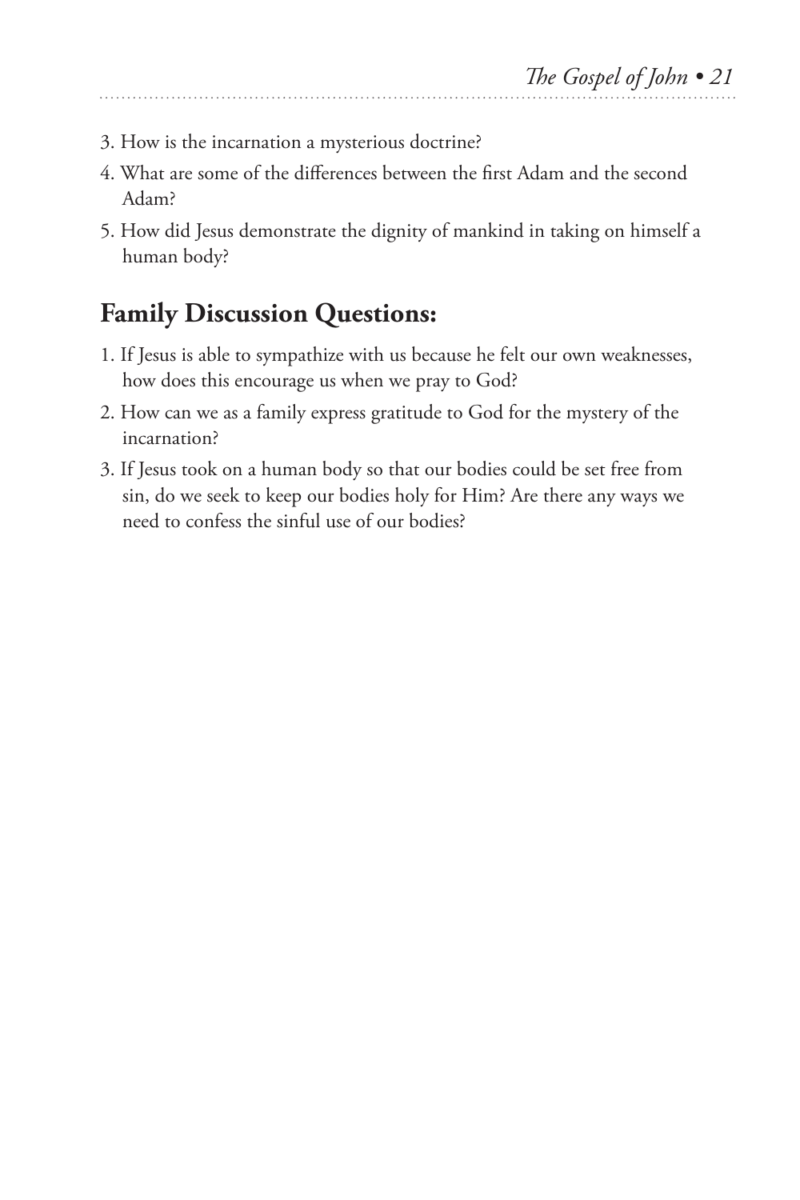3. How is the incarnation a mysterious doctrine?
4. What are some of the differences between the first Adam and the second Adam?
5. How did Jesus demonstrate the dignity of mankind in taking on himself a human body?

## Family Discussion Questions:

1. If Jesus is able to sympathize with us because he felt our own weaknesses, how does this encourage us when we pray to God?
2. How can we as a family express gratitude to God for the mystery of the incarnation?
3. If Jesus took on a human body so that our bodies could be set free from sin, do we seek to keep our bodies holy for Him? Are there any ways we need to confess the sinful use of our bodies?